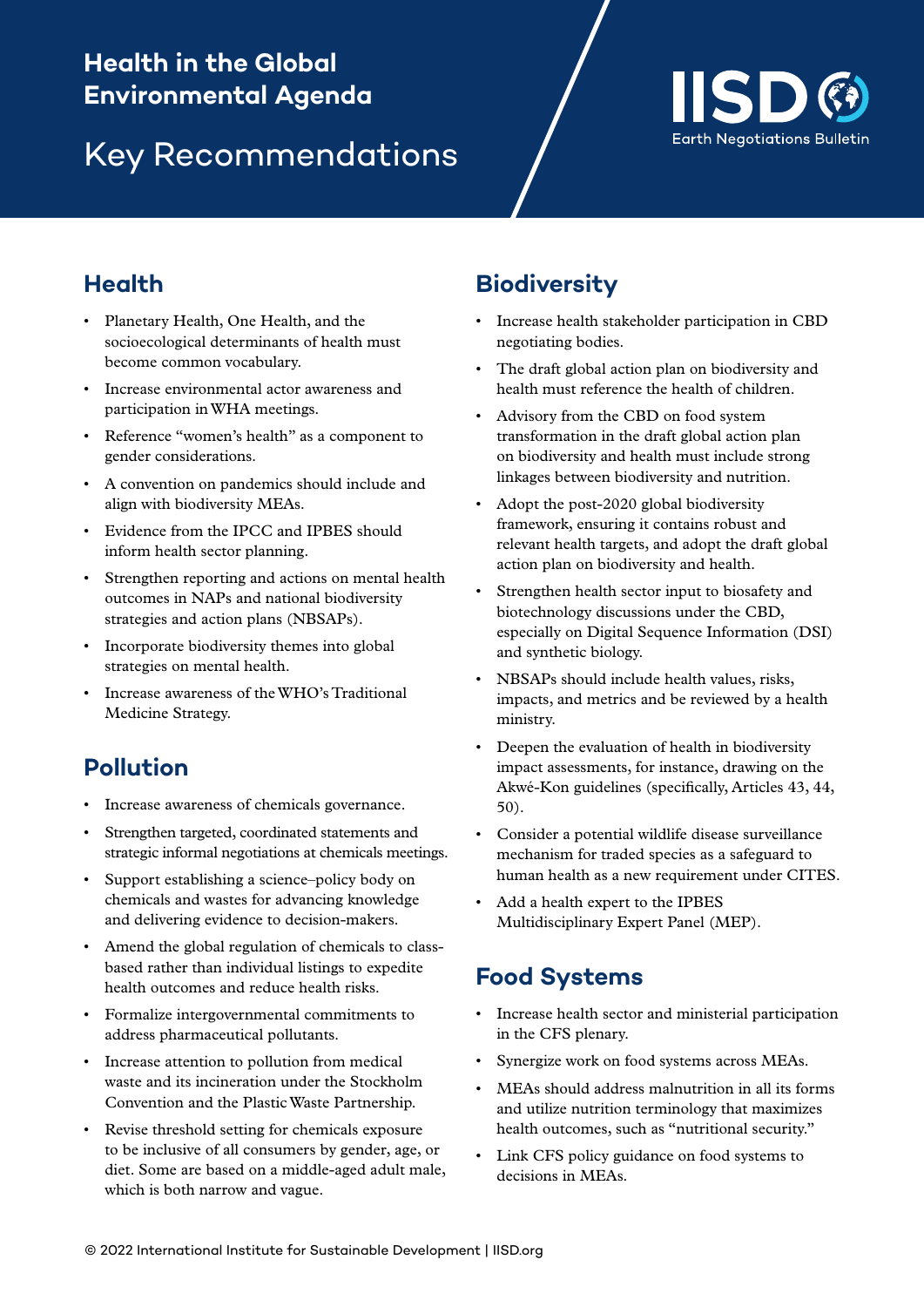# Health in the Global Environmental Agenda

## Key Recommendations

IISD Earth Negotiations Bulletin

## Health

- Planetary Health, One Health, and the socioecological determinants of health must become common vocabulary.
- Increase environmental actor awareness and participation in WHA meetings.
- Reference "women's health" as a component to gender considerations.
- A convention on pandemics should include and align with biodiversity MEAs.
- Evidence from the IPCC and IPBES should inform health sector planning.
- Strengthen reporting and actions on mental health outcomes in NAPs and national biodiversity strategies and action plans (NBSAPs).
- Incorporate biodiversity themes into global strategies on mental health.
- Increase awareness of the WHO's Traditional Medicine Strategy.

## Pollution

- Increase awareness of chemicals governance.
- Strengthen targeted, coordinated statements and strategic informal negotiations at chemicals meetings.
- Support establishing a science–policy body on chemicals and wastes for advancing knowledge and delivering evidence to decision-makers.
- Amend the global regulation of chemicals to class-based rather than individual listings to expedite health outcomes and reduce health risks.
- Formalize intergovernmental commitments to address pharmaceutical pollutants.
- Increase attention to pollution from medical waste and its incineration under the Stockholm Convention and the Plastic Waste Partnership.
- Revise threshold setting for chemicals exposure to be inclusive of all consumers by gender, age, or diet. Some are based on a middle-aged adult male, which is both narrow and vague.

## Biodiversity

- Increase health stakeholder participation in CBD negotiating bodies.
- The draft global action plan on biodiversity and health must reference the health of children.
- Advisory from the CBD on food system transformation in the draft global action plan on biodiversity and health must include strong linkages between biodiversity and nutrition.
- Adopt the post-2020 global biodiversity framework, ensuring it contains robust and relevant health targets, and adopt the draft global action plan on biodiversity and health.
- Strengthen health sector input to biosafety and biotechnology discussions under the CBD, especially on Digital Sequence Information (DSI) and synthetic biology.
- NBSAPs should include health values, risks, impacts, and metrics and be reviewed by a health ministry.
- Deepen the evaluation of health in biodiversity impact assessments, for instance, drawing on the Akwé-Kon guidelines (specifically, Articles 43, 44, 50).
- Consider a potential wildlife disease surveillance mechanism for traded species as a safeguard to human health as a new requirement under CITES.
- Add a health expert to the IPBES Multidisciplinary Expert Panel (MEP).

## Food Systems

- Increase health sector and ministerial participation in the CFS plenary.
- Synergize work on food systems across MEAs.
- MEAs should address malnutrition in all its forms and utilize nutrition terminology that maximizes health outcomes, such as "nutritional security."
- Link CFS policy guidance on food systems to decisions in MEAs.

© 2022 International Institute for Sustainable Development | IISD.org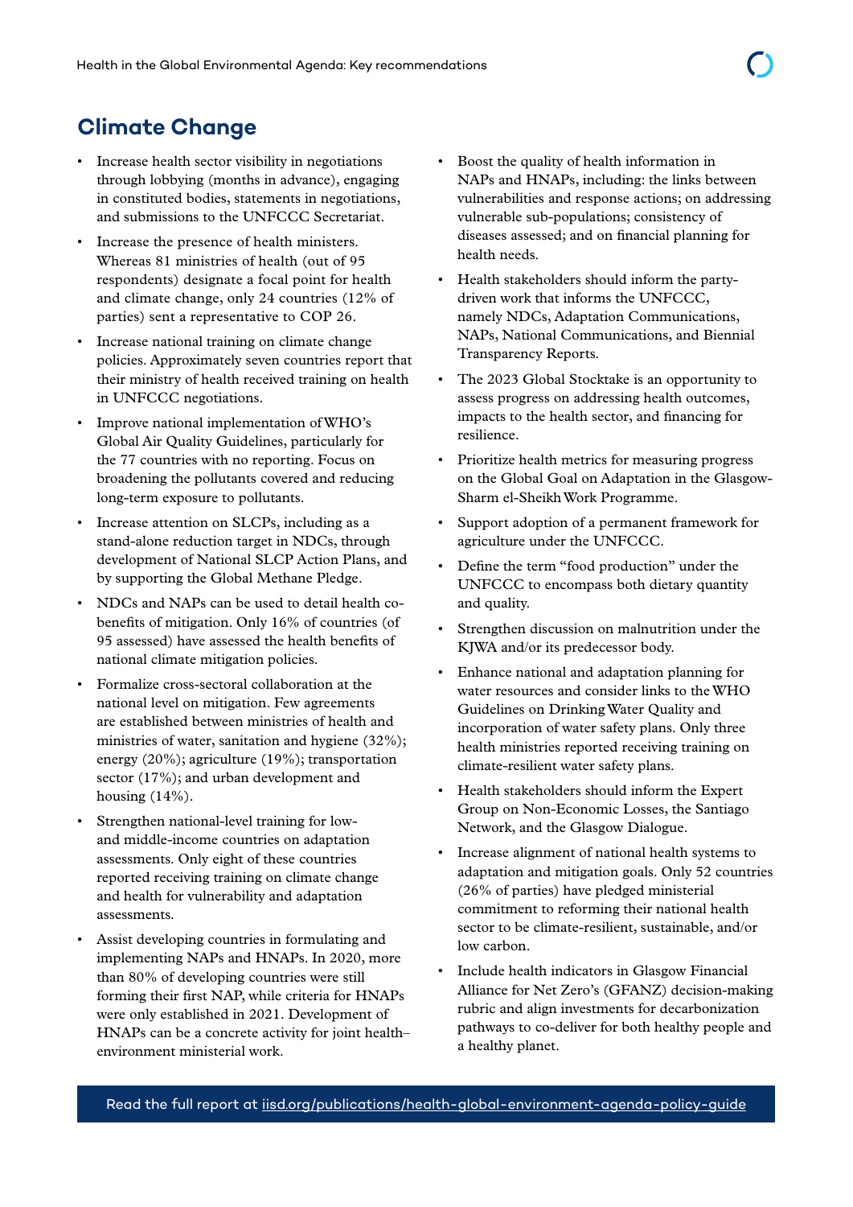## Climate Change

- Increase health sector visibility in negotiations through lobbying (months in advance), engaging in constituted bodies, statements in negotiations, and submissions to the UNFCCC Secretariat.
- Increase the presence of health ministers. Whereas 81 ministries of health (out of 95 respondents) designate a focal point for health and climate change, only 24 countries (12% of parties) sent a representative to COP 26.
- Increase national training on climate change policies. Approximately seven countries report that their ministry of health received training on health in UNFCCC negotiations.
- Improve national implementation of WHO's Global Air Quality Guidelines, particularly for the 77 countries with no reporting. Focus on broadening the pollutants covered and reducing long-term exposure to pollutants.
- Increase attention on SLCPs, including as a stand-alone reduction target in NDCs, through development of National SLCP Action Plans, and by supporting the Global Methane Pledge.
- NDCs and NAPs can be used to detail health co-benefits of mitigation. Only 16% of countries (of 95 assessed) have assessed the health benefits of national climate mitigation policies.
- Formalize cross-sectoral collaboration at the national level on mitigation. Few agreements are established between ministries of health and ministries of water, sanitation and hygiene (32%); energy (20%); agriculture (19%); transportation sector (17%); and urban development and housing (14%).
- Strengthen national-level training for low- and middle-income countries on adaptation assessments. Only eight of these countries reported receiving training on climate change and health for vulnerability and adaptation assessments.
- Assist developing countries in formulating and implementing NAPs and HNAPs. In 2020, more than 80% of developing countries were still forming their first NAP, while criteria for HNAPs were only established in 2021. Development of HNAPs can be a concrete activity for joint health–environment ministerial work.
- Boost the quality of health information in NAPs and HNAPs, including: the links between vulnerabilities and response actions; on addressing vulnerable sub-populations; consistency of diseases assessed; and on financial planning for health needs.
- Health stakeholders should inform the party-driven work that informs the UNFCCC, namely NDCs, Adaptation Communications, NAPs, National Communications, and Biennial Transparency Reports.
- The 2023 Global Stocktake is an opportunity to assess progress on addressing health outcomes, impacts to the health sector, and financing for resilience.
- Prioritize health metrics for measuring progress on the Global Goal on Adaptation in the Glasgow-Sharm el-Sheikh Work Programme.
- Support adoption of a permanent framework for agriculture under the UNFCCC.
- Define the term "food production" under the UNFCCC to encompass both dietary quantity and quality.
- Strengthen discussion on malnutrition under the KJWA and/or its predecessor body.
- Enhance national and adaptation planning for water resources and consider links to the WHO Guidelines on Drinking Water Quality and incorporation of water safety plans. Only three health ministries reported receiving training on climate-resilient water safety plans.
- Health stakeholders should inform the Expert Group on Non-Economic Losses, the Santiago Network, and the Glasgow Dialogue.
- Increase alignment of national health systems to adaptation and mitigation goals. Only 52 countries (26% of parties) have pledged ministerial commitment to reforming their national health sector to be climate-resilient, sustainable, and/or low carbon.
- Include health indicators in Glasgow Financial Alliance for Net Zero's (GFANZ) decision-making rubric and align investments for decarbonization pathways to co-deliver for both healthy people and a healthy planet.

Read the full report at [iisd.org/publications/health-global-environment-agenda-policy-guide](https://iisd.org/publications/health-global-environment-agenda-policy-guide)